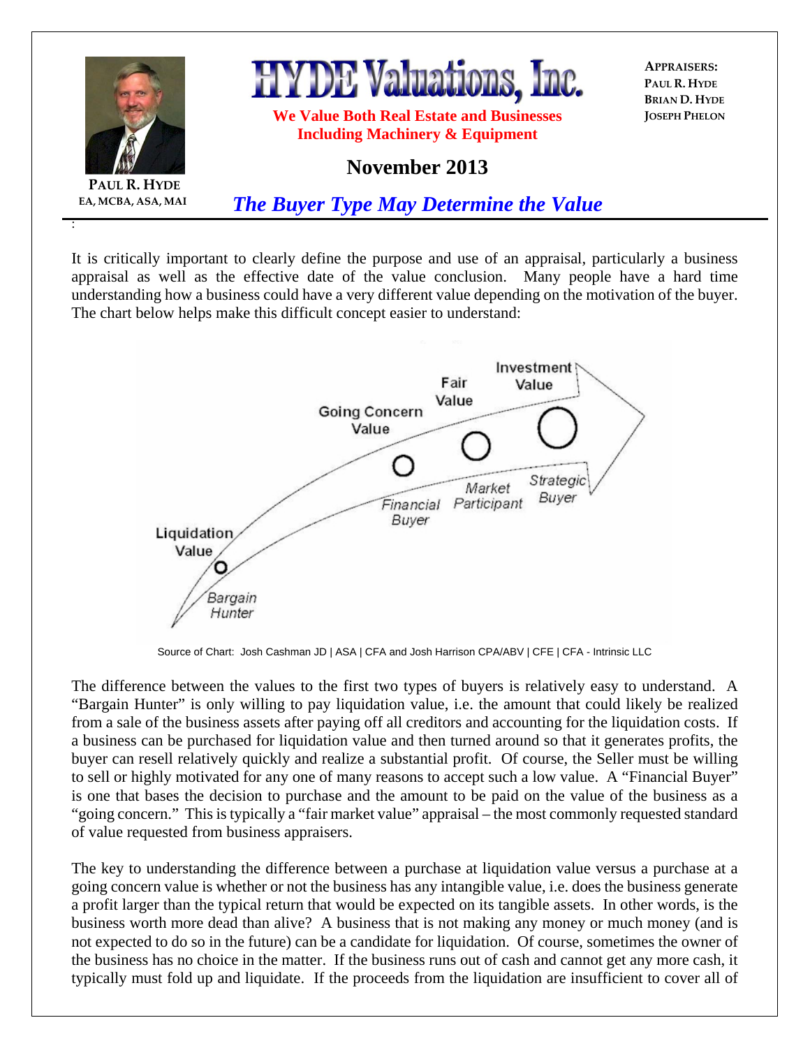# HYDE Valuations, Inc.

**We Value Both Real Estate and Businesses Including Machinery & Equipment**

**APPRAISERS:**
**PAUL R. HYDE**
**BRIAN D. HYDE**
**JOSEPH PHELON**

**PAUL R. HYDE**
**EA, MCBA, ASA, MAI**

## November 2013

## *The Buyer Type May Determine the Value*

It is critically important to clearly define the purpose and use of an appraisal, particularly a business appraisal as well as the effective date of the value conclusion. Many people have a hard time understanding how a business could have a very different value depending on the motivation of the buyer. The chart below helps make this difficult concept easier to understand:

Liquidation Value — Bargain Hunter
Going Concern Value — Financial Buyer
Fair Value — Market Participant
Investment Value — Strategic Buyer

Source of Chart: Josh Cashman JD | ASA | CFA and Josh Harrison CPA/ABV | CFE | CFA - Intrinsic LLC

The difference between the values to the first two types of buyers is relatively easy to understand. A "Bargain Hunter" is only willing to pay liquidation value, i.e. the amount that could likely be realized from a sale of the business assets after paying off all creditors and accounting for the liquidation costs. If a business can be purchased for liquidation value and then turned around so that it generates profits, the buyer can resell relatively quickly and realize a substantial profit. Of course, the Seller must be willing to sell or highly motivated for any one of many reasons to accept such a low value. A "Financial Buyer" is one that bases the decision to purchase and the amount to be paid on the value of the business as a "going concern." This is typically a "fair market value" appraisal – the most commonly requested standard of value requested from business appraisers.

The key to understanding the difference between a purchase at liquidation value versus a purchase at a going concern value is whether or not the business has any intangible value, i.e. does the business generate a profit larger than the typical return that would be expected on its tangible assets. In other words, is the business worth more dead than alive? A business that is not making any money or much money (and is not expected to do so in the future) can be a candidate for liquidation. Of course, sometimes the owner of the business has no choice in the matter. If the business runs out of cash and cannot get any more cash, it typically must fold up and liquidate. If the proceeds from the liquidation are insufficient to cover all of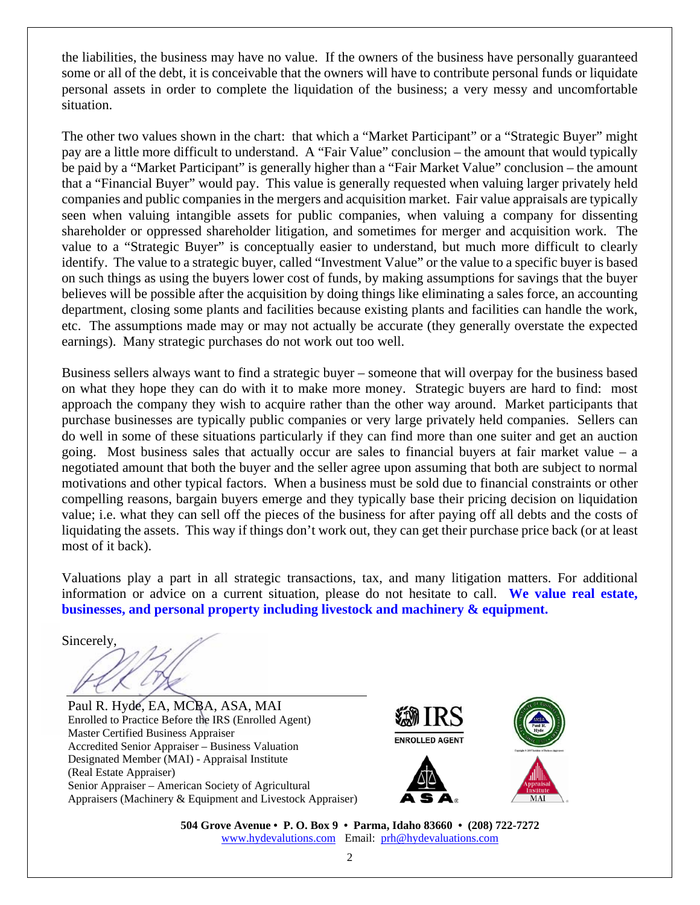the liabilities, the business may have no value. If the owners of the business have personally guaranteed some or all of the debt, it is conceivable that the owners will have to contribute personal funds or liquidate personal assets in order to complete the liquidation of the business; a very messy and uncomfortable situation.

The other two values shown in the chart: that which a "Market Participant" or a "Strategic Buyer" might pay are a little more difficult to understand. A "Fair Value" conclusion – the amount that would typically be paid by a "Market Participant" is generally higher than a "Fair Market Value" conclusion – the amount that a "Financial Buyer" would pay. This value is generally requested when valuing larger privately held companies and public companies in the mergers and acquisition market. Fair value appraisals are typically seen when valuing intangible assets for public companies, when valuing a company for dissenting shareholder or oppressed shareholder litigation, and sometimes for merger and acquisition work. The value to a "Strategic Buyer" is conceptually easier to understand, but much more difficult to clearly identify. The value to a strategic buyer, called "Investment Value" or the value to a specific buyer is based on such things as using the buyers lower cost of funds, by making assumptions for savings that the buyer believes will be possible after the acquisition by doing things like eliminating a sales force, an accounting department, closing some plants and facilities because existing plants and facilities can handle the work, etc. The assumptions made may or may not actually be accurate (they generally overstate the expected earnings). Many strategic purchases do not work out too well.

Business sellers always want to find a strategic buyer – someone that will overpay for the business based on what they hope they can do with it to make more money. Strategic buyers are hard to find: most approach the company they wish to acquire rather than the other way around. Market participants that purchase businesses are typically public companies or very large privately held companies. Sellers can do well in some of these situations particularly if they can find more than one suiter and get an auction going. Most business sales that actually occur are sales to financial buyers at fair market value – a negotiated amount that both the buyer and the seller agree upon assuming that both are subject to normal motivations and other typical factors. When a business must be sold due to financial constraints or other compelling reasons, bargain buyers emerge and they typically base their pricing decision on liquidation value; i.e. what they can sell off the pieces of the business for after paying off all debts and the costs of liquidating the assets. This way if things don't work out, they can get their purchase price back (or at least most of it back).

Valuations play a part in all strategic transactions, tax, and many litigation matters. For additional information or advice on a current situation, please do not hesitate to call. **We value real estate, businesses, and personal property including livestock and machinery & equipment.**

Sincerely,

Paul R. Hyde, EA, MCBA, ASA, MAI
Enrolled to Practice Before the IRS (Enrolled Agent)
Master Certified Business Appraiser
Accredited Senior Appraiser – Business Valuation
Designated Member (MAI) - Appraisal Institute
(Real Estate Appraiser)
Senior Appraiser – American Society of Agricultural
Appraisers (Machinery & Equipment and Livestock Appraiser)

IRS ENROLLED AGENT

ASA

Appraisal Institute MAI

**504 Grove Avenue • P. O. Box 9 • Parma, Idaho 83660 • (208) 722-7272**
www.hydevalutions.com Email: prh@hydevaluations.com